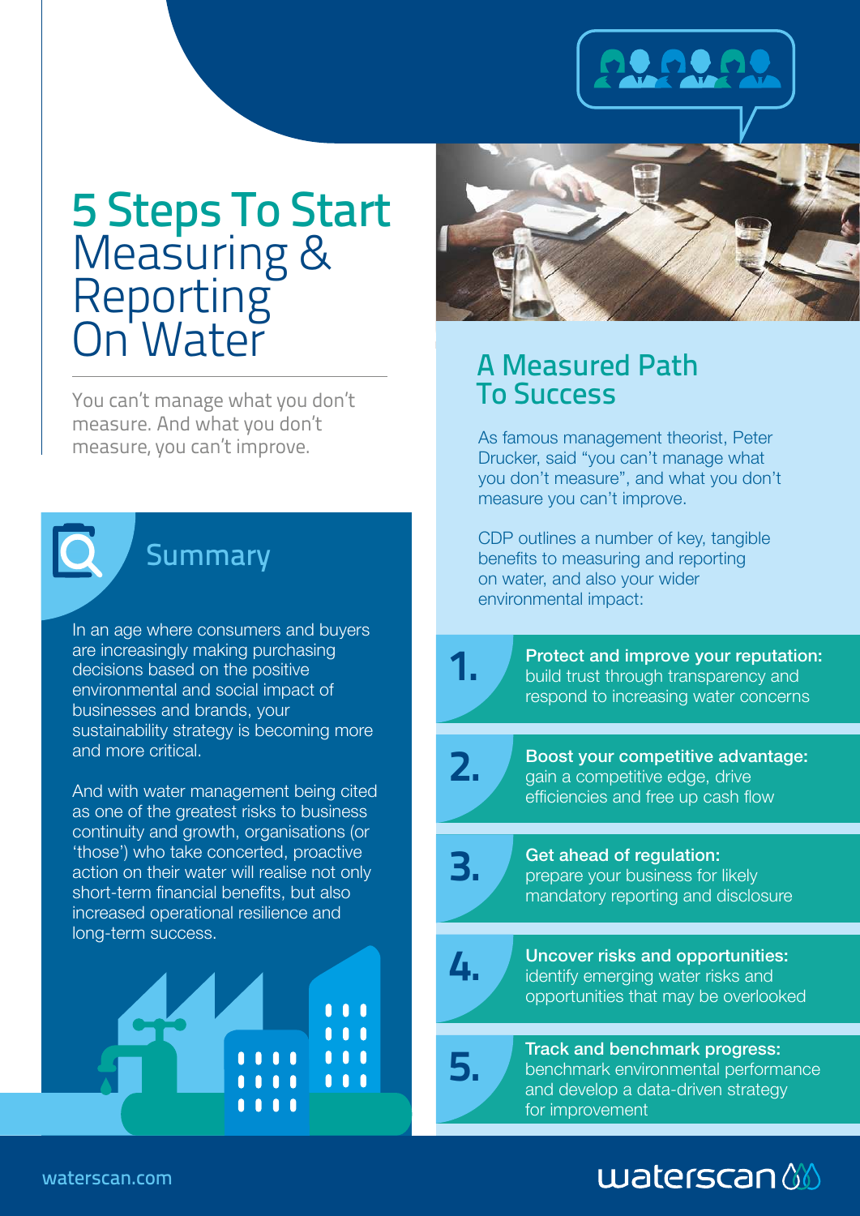# 5 Steps To Start Measuring & Reporting On Water

You can't manage what you don't measure. And what you don't measure, you can't improve.

## Summary

In an age where consumers and buyers are increasingly making purchasing decisions based on the positive environmental and social impact of businesses and brands, your sustainability strategy is becoming more and more critical.

And with water management being cited as one of the greatest risks to business continuity and growth, organisations (or 'those') who take concerted, proactive action on their water will realise not only short-term financial benefits, but also increased operational resilience and long-term success.

## A Measured Path To Success

As famous management theorist, Peter Drucker, said "you can't manage what you don't measure", and what you don't measure you can't improve.

CDP outlines a number of key, tangible benefits to measuring and reporting on water, and also your wider environmental impact:

1. **Protect and improve your reputation:** build trust through transparency and respond to increasing water concerns
2. **Boost your competitive advantage:** gain a competitive edge, drive efficiencies and free up cash flow
3. **Get ahead of regulation:** prepare your business for likely mandatory reporting and disclosure
4. **Uncover risks and opportunities:** identify emerging water risks and opportunities that may be overlooked
5. **Track and benchmark progress:** benchmark environmental performance and develop a data-driven strategy for improvement

waterscan.com

waterscan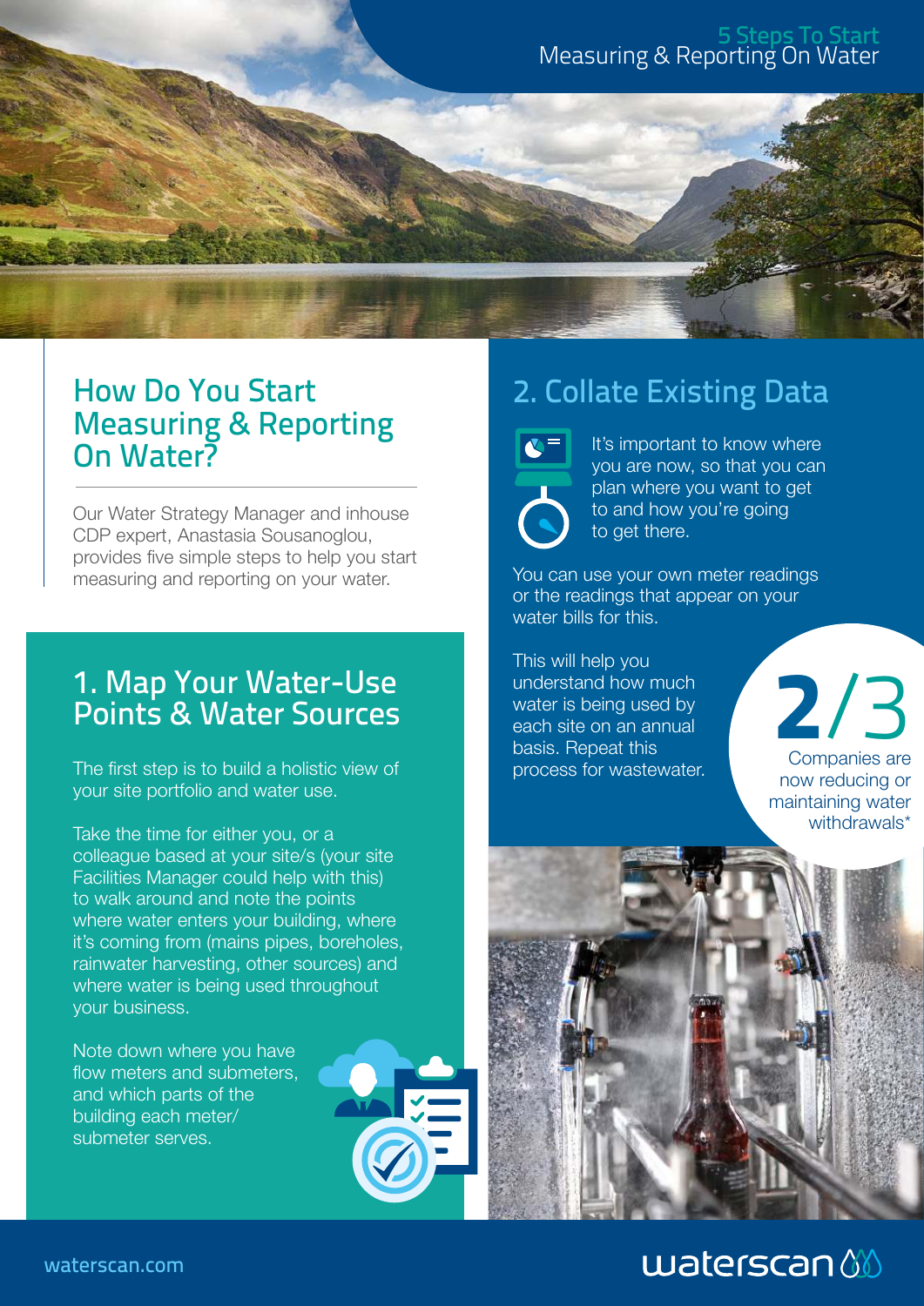# 5 Steps To Start Measuring & Reporting On Water

## How Do You Start Measuring & Reporting On Water?

Our Water Strategy Manager and inhouse CDP expert, Anastasia Sousanoglou, provides five simple steps to help you start measuring and reporting on your water.

## 1. Map Your Water-Use Points & Water Sources

The first step is to build a holistic view of your site portfolio and water use.

Take the time for either you, or a colleague based at your site/s (your site Facilities Manager could help with this) to walk around and note the points where water enters your building, where it's coming from (mains pipes, boreholes, rainwater harvesting, other sources) and where water is being used throughout your business.

Note down where you have flow meters and submeters, and which parts of the building each meter/ submeter serves.

## 2. Collate Existing Data

It's important to know where you are now, so that you can plan where you want to get to and how you're going to get there.

You can use your own meter readings or the readings that appear on your water bills for this.

This will help you understand how much water is being used by each site on an annual basis. Repeat this process for wastewater.

**2/3** Companies are now reducing or maintaining water withdrawals*

waterscan.com

waterscan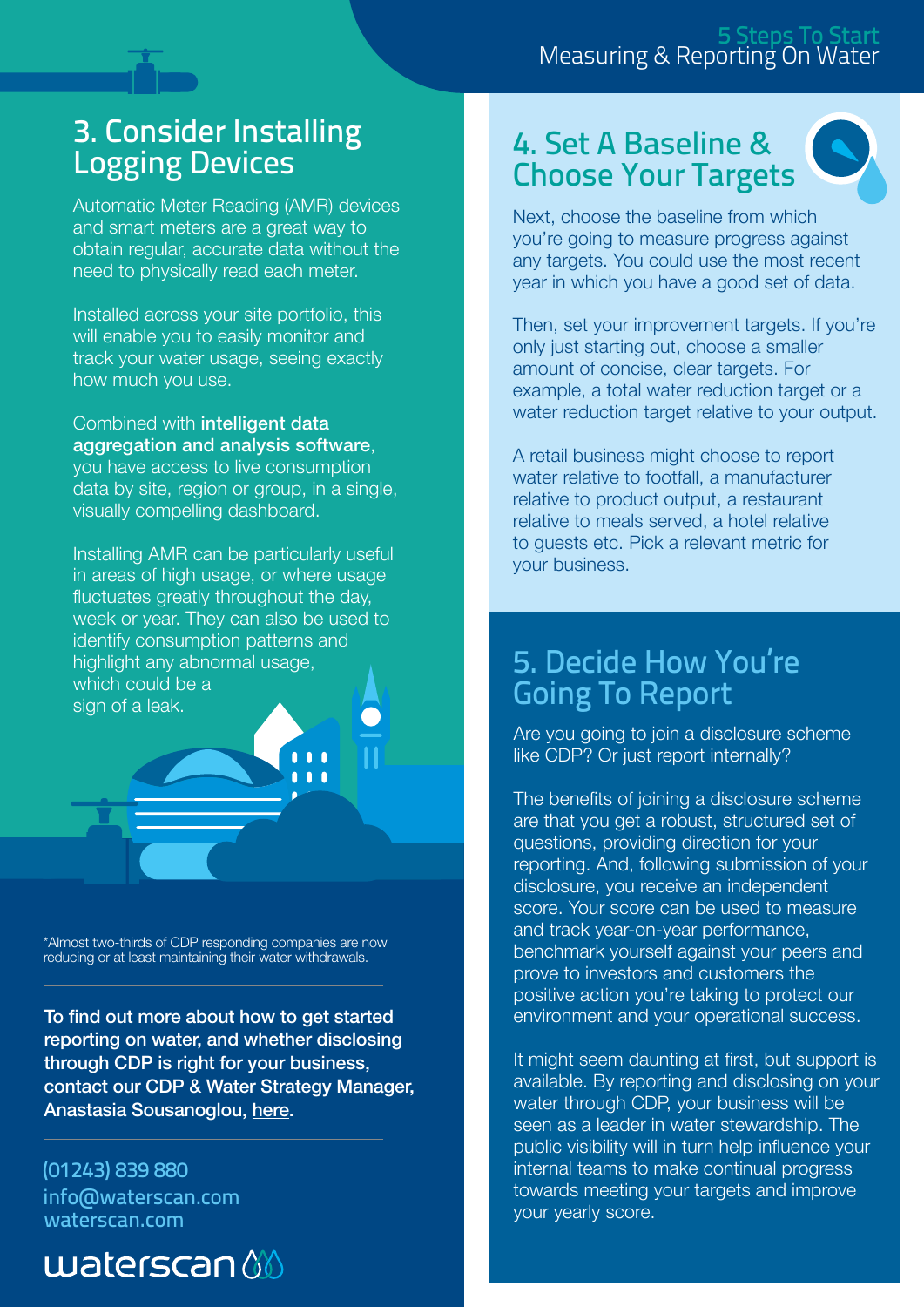## 3. Consider Installing Logging Devices

Automatic Meter Reading (AMR) devices and smart meters are a great way to obtain regular, accurate data without the need to physically read each meter.

Installed across your site portfolio, this will enable you to easily monitor and track your water usage, seeing exactly how much you use.

Combined with **intelligent data aggregation and analysis software**, you have access to live consumption data by site, region or group, in a single, visually compelling dashboard.

Installing AMR can be particularly useful in areas of high usage, or where usage fluctuates greatly throughout the day, week or year. They can also be used to identify consumption patterns and highlight any abnormal usage, which could be a sign of a leak.

*Almost two-thirds of CDP responding companies are now reducing or at least maintaining their water withdrawals.

**To find out more about how to get started reporting on water, and whether disclosing through CDP is right for your business, contact our CDP & Water Strategy Manager, Anastasia Sousanoglou, here.**

(01243) 839 880
info@waterscan.com
waterscan.com

waterscan

## 4. Set A Baseline & Choose Your Targets

Next, choose the baseline from which you're going to measure progress against any targets. You could use the most recent year in which you have a good set of data.

Then, set your improvement targets. If you're only just starting out, choose a smaller amount of concise, clear targets. For example, a total water reduction target or a water reduction target relative to your output.

A retail business might choose to report water relative to footfall, a manufacturer relative to product output, a restaurant relative to meals served, a hotel relative to guests etc. Pick a relevant metric for your business.

## 5. Decide How You're Going To Report

Are you going to join a disclosure scheme like CDP? Or just report internally?

The benefits of joining a disclosure scheme are that you get a robust, structured set of questions, providing direction for your reporting. And, following submission of your disclosure, you receive an independent score. Your score can be used to measure and track year-on-year performance, benchmark yourself against your peers and prove to investors and customers the positive action you're taking to protect our environment and your operational success.

It might seem daunting at first, but support is available. By reporting and disclosing on your water through CDP, your business will be seen as a leader in water stewardship. The public visibility will in turn help influence your internal teams to make continual progress towards meeting your targets and improve your yearly score.